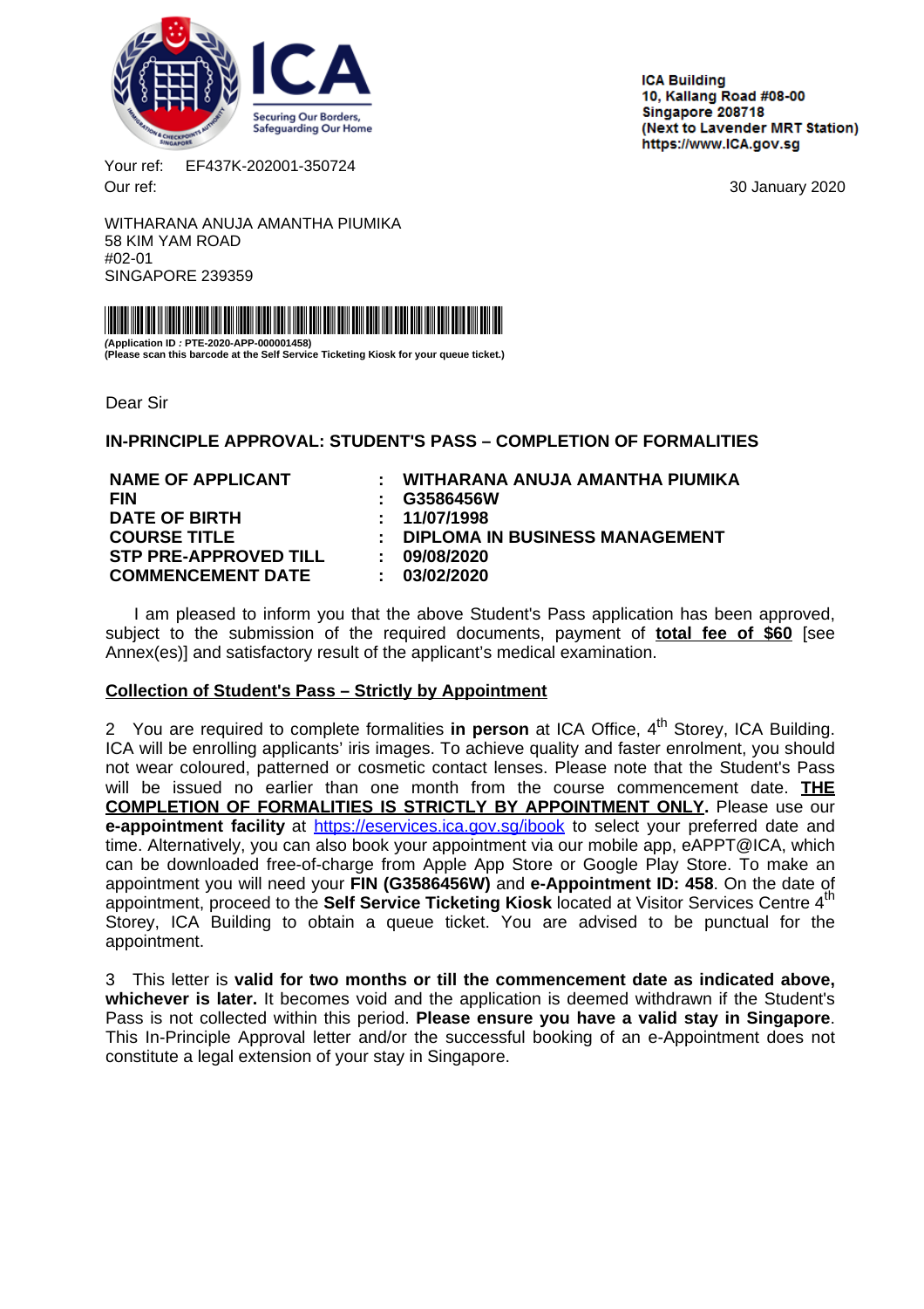ICA

Securing Our Borders, Safeguarding Our Home

**ICA Building**
**10, Kallang Road #08-00**
**Singapore 208718**
**(Next to Lavender MRT Station)**
**https://www.ICA.gov.sg**

Your ref: EF437K-202001-350724
Our ref:

30 January 2020

WITHARANA ANUJA AMANTHA PIUMIKA
58 KIM YAM ROAD
#02-01
SINGAPORE 239359

**(Application ID : PTE-2020-APP-000001458)**
**(Please scan this barcode at the Self Service Ticketing Kiosk for your queue ticket.)**

Dear Sir

**IN-PRINCIPLE APPROVAL: STUDENT'S PASS – COMPLETION OF FORMALITIES**

| | | |
|---|---|---|
| **NAME OF APPLICANT** | **:** | **WITHARANA ANUJA AMANTHA PIUMIKA** |
| **FIN** | **:** | **G3586456W** |
| **DATE OF BIRTH** | **:** | **11/07/1998** |
| **COURSE TITLE** | **:** | **DIPLOMA IN BUSINESS MANAGEMENT** |
| **STP PRE-APPROVED TILL** | **:** | **09/08/2020** |
| **COMMENCEMENT DATE** | **:** | **03/02/2020** |

I am pleased to inform you that the above Student's Pass application has been approved, subject to the submission of the required documents, payment of **total fee of $60** [see Annex(es)] and satisfactory result of the applicant's medical examination.

**Collection of Student's Pass – Strictly by Appointment**

2 You are required to complete formalities **in person** at ICA Office, 4th Storey, ICA Building. ICA will be enrolling applicants' iris images. To achieve quality and faster enrolment, you should not wear coloured, patterned or cosmetic contact lenses. Please note that the Student's Pass will be issued no earlier than one month from the course commencement date. **THE COMPLETION OF FORMALITIES IS STRICTLY BY APPOINTMENT ONLY.** Please use our **e-appointment facility** at https://eservices.ica.gov.sg/ibook to select your preferred date and time. Alternatively, you can also book your appointment via our mobile app, eAPPT@ICA, which can be downloaded free-of-charge from Apple App Store or Google Play Store. To make an appointment you will need your **FIN (G3586456W)** and **e-Appointment ID: 458**. On the date of appointment, proceed to the **Self Service Ticketing Kiosk** located at Visitor Services Centre 4th Storey, ICA Building to obtain a queue ticket. You are advised to be punctual for the appointment.

3 This letter is **valid for two months or till the commencement date as indicated above, whichever is later.** It becomes void and the application is deemed withdrawn if the Student's Pass is not collected within this period. **Please ensure you have a valid stay in Singapore**. This In-Principle Approval letter and/or the successful booking of an e-Appointment does not constitute a legal extension of your stay in Singapore.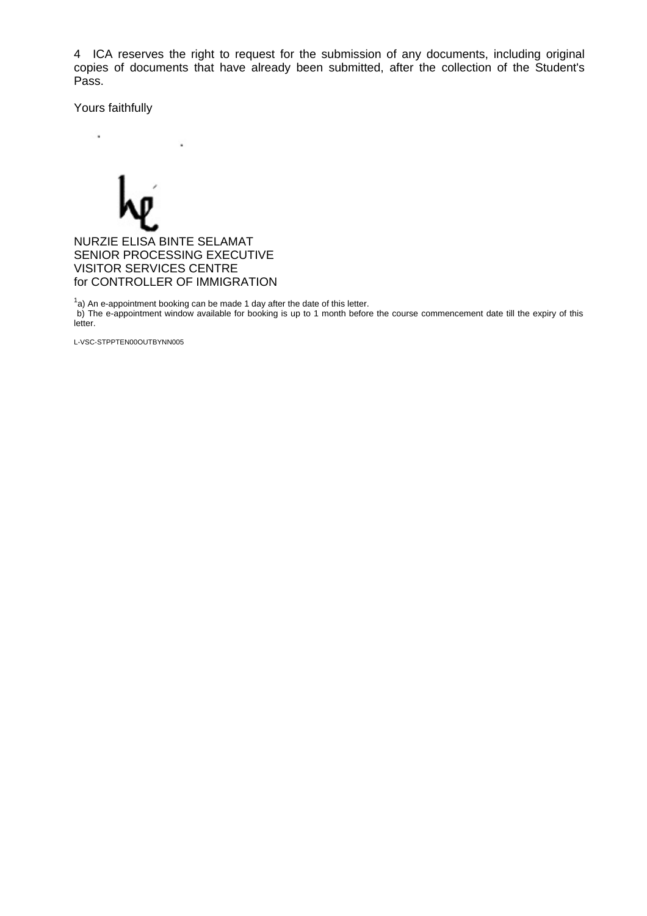4 ICA reserves the right to request for the submission of any documents, including original copies of documents that have already been submitted, after the collection of the Student's Pass.

Yours faithfully

NURZIE ELISA BINTE SELAMAT
SENIOR PROCESSING EXECUTIVE
VISITOR SERVICES CENTRE
for CONTROLLER OF IMMIGRATION

[1]a) An e-appointment booking can be made 1 day after the date of this letter.
b) The e-appointment window available for booking is up to 1 month before the course commencement date till the expiry of this letter.

L-VSC-STPPTEN00OUTBYNN005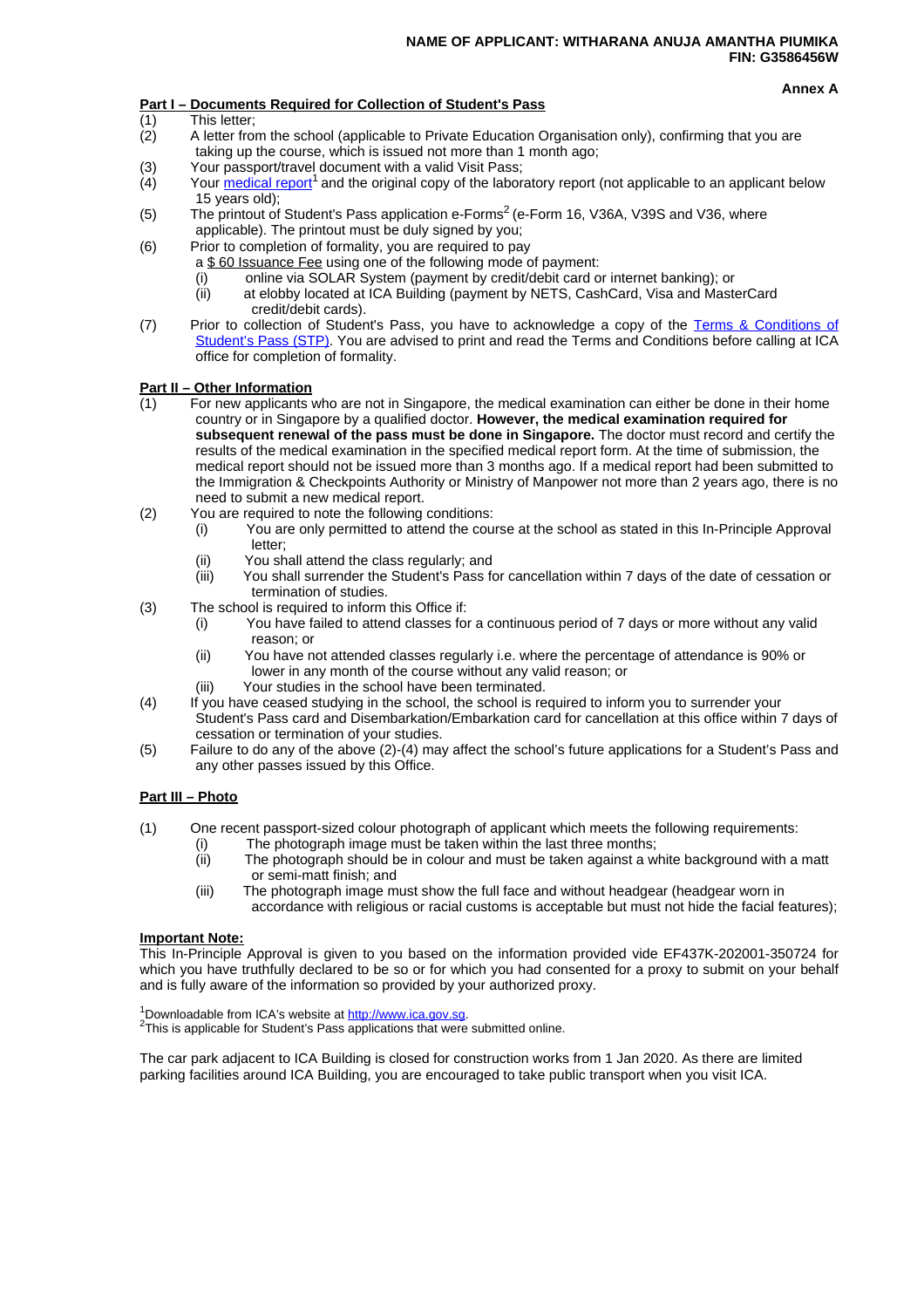**NAME OF APPLICANT: WITHARANA ANUJA AMANTHA PIUMIKA**
**FIN: G3586456W**

**Annex A**

**Part I – Documents Required for Collection of Student's Pass**

(1) This letter;
(2) A letter from the school (applicable to Private Education Organisation only), confirming that you are taking up the course, which is issued not more than 1 month ago;
(3) Your passport/travel document with a valid Visit Pass;
(4) Your medical report[1] and the original copy of the laboratory report (not applicable to an applicant below 15 years old);
(5) The printout of Student's Pass application e-Forms[2] (e-Form 16, V36A, V39S and V36, where applicable). The printout must be duly signed by you;
(6) Prior to completion of formality, you are required to pay a $ 60 Issuance Fee using one of the following mode of payment:
   (i) online via SOLAR System (payment by credit/debit card or internet banking); or
   (ii) at elobby located at ICA Building (payment by NETS, CashCard, Visa and MasterCard credit/debit cards).
(7) Prior to collection of Student's Pass, you have to acknowledge a copy of the Terms & Conditions of Student's Pass (STP). You are advised to print and read the Terms and Conditions before calling at ICA office for completion of formality.

**Part II – Other Information**

(1) For new applicants who are not in Singapore, the medical examination can either be done in their home country or in Singapore by a qualified doctor. **However, the medical examination required for subsequent renewal of the pass must be done in Singapore.** The doctor must record and certify the results of the medical examination in the specified medical report form. At the time of submission, the medical report should not be issued more than 3 months ago. If a medical report had been submitted to the Immigration & Checkpoints Authority or Ministry of Manpower not more than 2 years ago, there is no need to submit a new medical report.
(2) You are required to note the following conditions:
   (i) You are only permitted to attend the course at the school as stated in this In-Principle Approval letter;
   (ii) You shall attend the class regularly; and
   (iii) You shall surrender the Student's Pass for cancellation within 7 days of the date of cessation or termination of studies.
(3) The school is required to inform this Office if:
   (i) You have failed to attend classes for a continuous period of 7 days or more without any valid reason; or
   (ii) You have not attended classes regularly i.e. where the percentage of attendance is 90% or lower in any month of the course without any valid reason; or
   (iii) Your studies in the school have been terminated.
(4) If you have ceased studying in the school, the school is required to inform you to surrender your Student's Pass card and Disembarkation/Embarkation card for cancellation at this office within 7 days of cessation or termination of your studies.
(5) Failure to do any of the above (2)-(4) may affect the school's future applications for a Student's Pass and any other passes issued by this Office.

**Part III – Photo**

(1) One recent passport-sized colour photograph of applicant which meets the following requirements:
   (i) The photograph image must be taken within the last three months;
   (ii) The photograph should be in colour and must be taken against a white background with a matt or semi-matt finish; and
   (iii) The photograph image must show the full face and without headgear (headgear worn in accordance with religious or racial customs is acceptable but must not hide the facial features);

**Important Note:**
This In-Principle Approval is given to you based on the information provided vide EF437K-202001-350724 for which you have truthfully declared to be so or for which you had consented for a proxy to submit on your behalf and is fully aware of the information so provided by your authorized proxy.

[1]Downloadable from ICA's website at http://www.ica.gov.sg.
[2]This is applicable for Student's Pass applications that were submitted online.

The car park adjacent to ICA Building is closed for construction works from 1 Jan 2020. As there are limited parking facilities around ICA Building, you are encouraged to take public transport when you visit ICA.